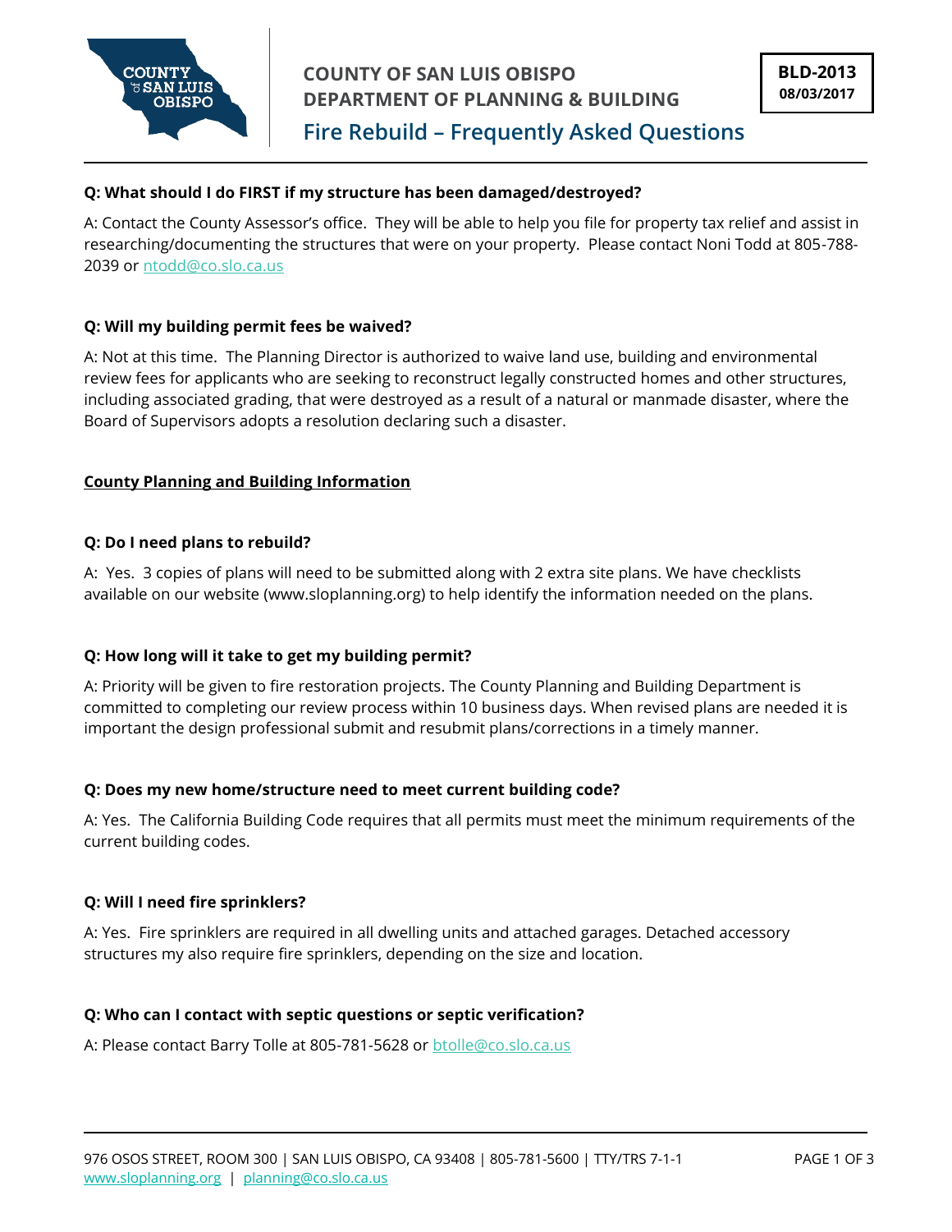COUNTY OF SAN LUIS OBISPO
DEPARTMENT OF PLANNING & BUILDING

**BLD-2013**
**08/03/2017**

# Fire Rebuild – Frequently Asked Questions

**Q: What should I do FIRST if my structure has been damaged/destroyed?**

A: Contact the County Assessor's office. They will be able to help you file for property tax relief and assist in researching/documenting the structures that were on your property. Please contact Noni Todd at 805-788-2039 or ntodd@co.slo.ca.us

**Q: Will my building permit fees be waived?**

A: Not at this time. The Planning Director is authorized to waive land use, building and environmental review fees for applicants who are seeking to reconstruct legally constructed homes and other structures, including associated grading, that were destroyed as a result of a natural or manmade disaster, where the Board of Supervisors adopts a resolution declaring such a disaster.

## County Planning and Building Information

**Q: Do I need plans to rebuild?**

A: Yes. 3 copies of plans will need to be submitted along with 2 extra site plans. We have checklists available on our website (www.sloplanning.org) to help identify the information needed on the plans.

**Q: How long will it take to get my building permit?**

A: Priority will be given to fire restoration projects. The County Planning and Building Department is committed to completing our review process within 10 business days. When revised plans are needed it is important the design professional submit and resubmit plans/corrections in a timely manner.

**Q: Does my new home/structure need to meet current building code?**

A: Yes. The California Building Code requires that all permits must meet the minimum requirements of the current building codes.

**Q: Will I need fire sprinklers?**

A: Yes. Fire sprinklers are required in all dwelling units and attached garages. Detached accessory structures my also require fire sprinklers, depending on the size and location.

**Q: Who can I contact with septic questions or septic verification?**

A: Please contact Barry Tolle at 805-781-5628 or btolle@co.slo.ca.us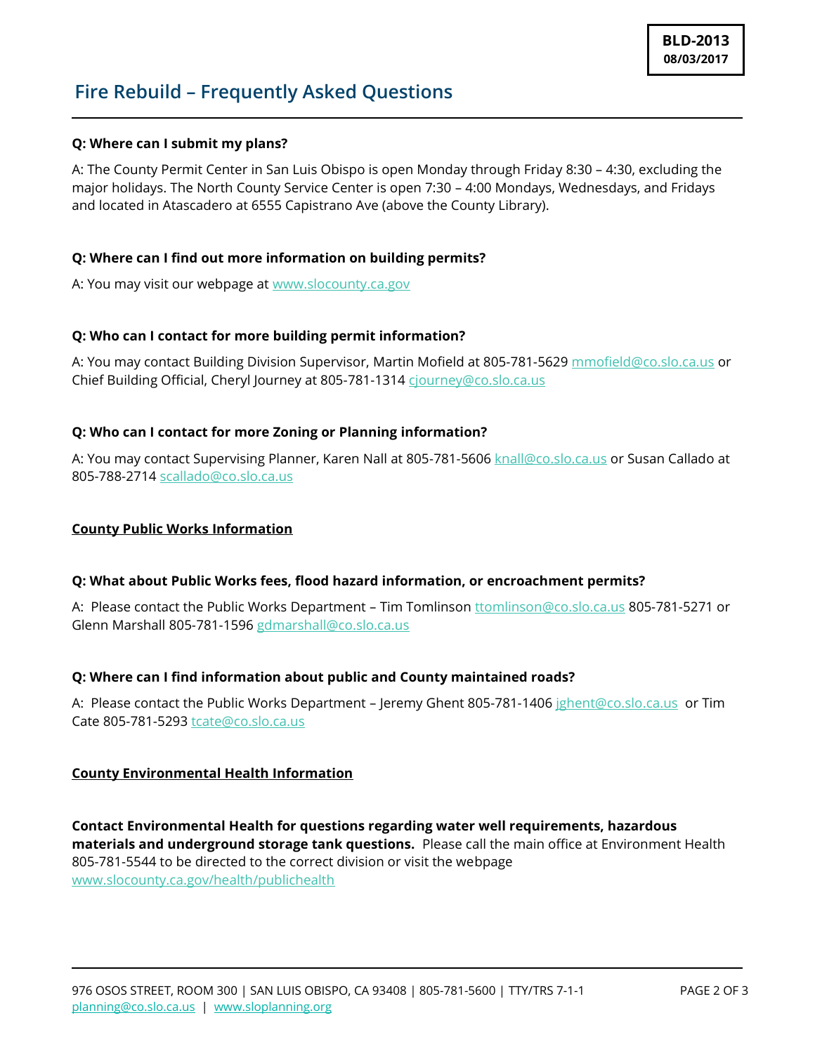BLD-2013
08/03/2017

## Fire Rebuild – Frequently Asked Questions

**Q: Where can I submit my plans?**

A: The County Permit Center in San Luis Obispo is open Monday through Friday 8:30 – 4:30, excluding the major holidays. The North County Service Center is open 7:30 – 4:00 Mondays, Wednesdays, and Fridays and located in Atascadero at 6555 Capistrano Ave (above the County Library).

**Q: Where can I find out more information on building permits?**

A: You may visit our webpage at www.slocounty.ca.gov

**Q: Who can I contact for more building permit information?**

A: You may contact Building Division Supervisor, Martin Mofield at 805-781-5629 mmofield@co.slo.ca.us or Chief Building Official, Cheryl Journey at 805-781-1314 cjourney@co.slo.ca.us

**Q: Who can I contact for more Zoning or Planning information?**

A: You may contact Supervising Planner, Karen Nall at 805-781-5606 knall@co.slo.ca.us or Susan Callado at 805-788-2714 scallado@co.slo.ca.us

### County Public Works Information

**Q: What about Public Works fees, flood hazard information, or encroachment permits?**

A: Please contact the Public Works Department – Tim Tomlinson ttomlinson@co.slo.ca.us 805-781-5271 or Glenn Marshall 805-781-1596 gdmarshall@co.slo.ca.us

**Q: Where can I find information about public and County maintained roads?**

A: Please contact the Public Works Department – Jeremy Ghent 805-781-1406 jghent@co.slo.ca.us or Tim Cate 805-781-5293 tcate@co.slo.ca.us

### County Environmental Health Information

**Contact Environmental Health for questions regarding water well requirements, hazardous materials and underground storage tank questions.** Please call the main office at Environment Health 805-781-5544 to be directed to the correct division or visit the webpage www.slocounty.ca.gov/health/publichealth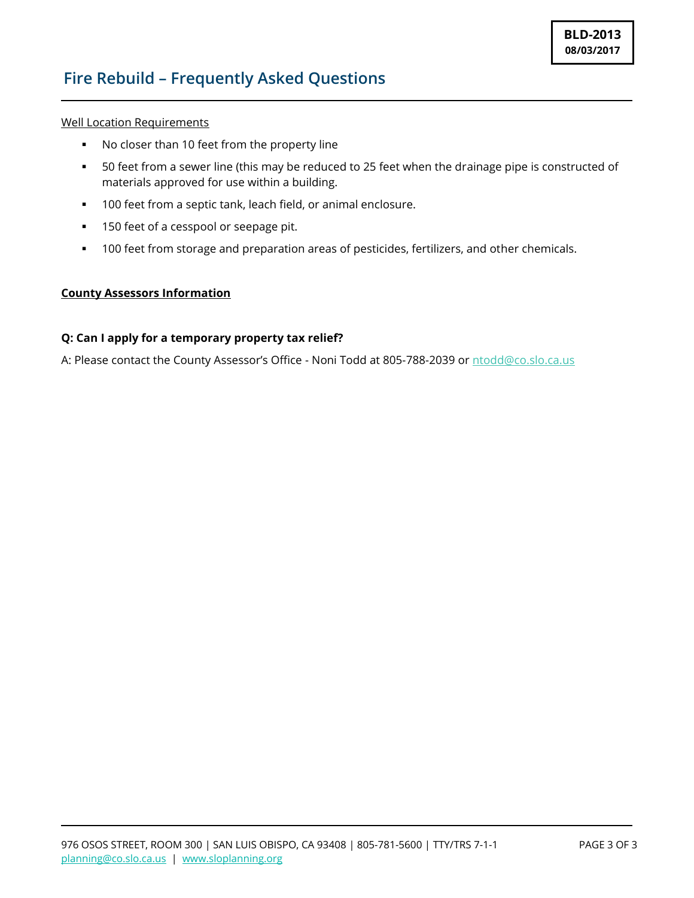Well Location Requirements

- No closer than 10 feet from the property line
- 50 feet from a sewer line (this may be reduced to 25 feet when the drainage pipe is constructed of materials approved for use within a building.
- 100 feet from a septic tank, leach field, or animal enclosure.
- 150 feet of a cesspool or seepage pit.
- 100 feet from storage and preparation areas of pesticides, fertilizers, and other chemicals.

## County Assessors Information

**Q: Can I apply for a temporary property tax relief?**

A: Please contact the County Assessor's Office - Noni Todd at 805-788-2039 or ntodd@co.slo.ca.us